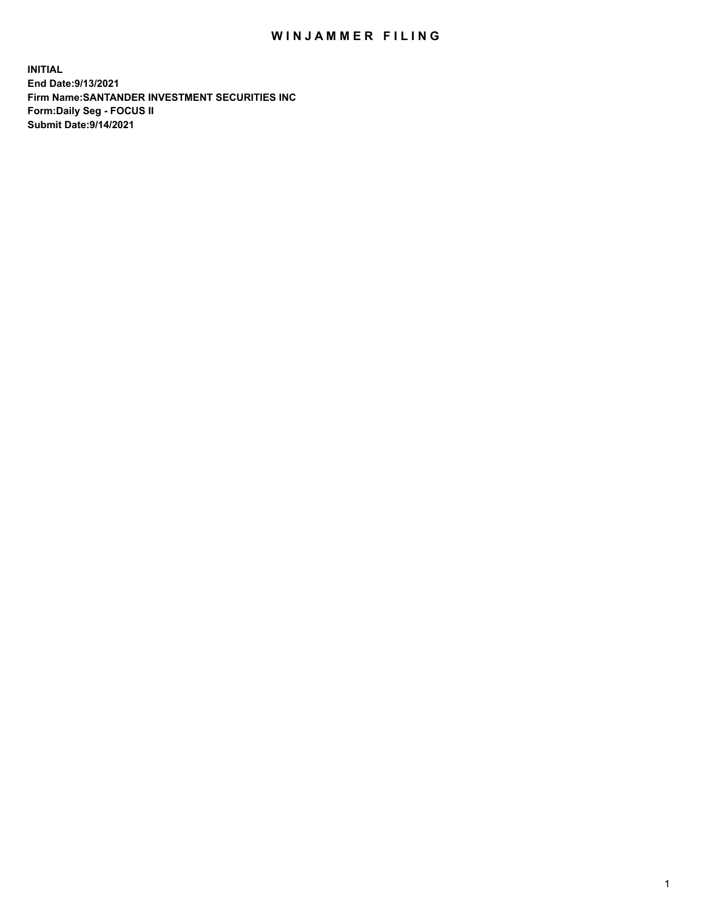# WINJAMMER FILING

**INITIAL**
**End Date:9/13/2021**
**Firm Name:SANTANDER INVESTMENT SECURITIES INC**
**Form:Daily Seg - FOCUS II**
**Submit Date:9/14/2021**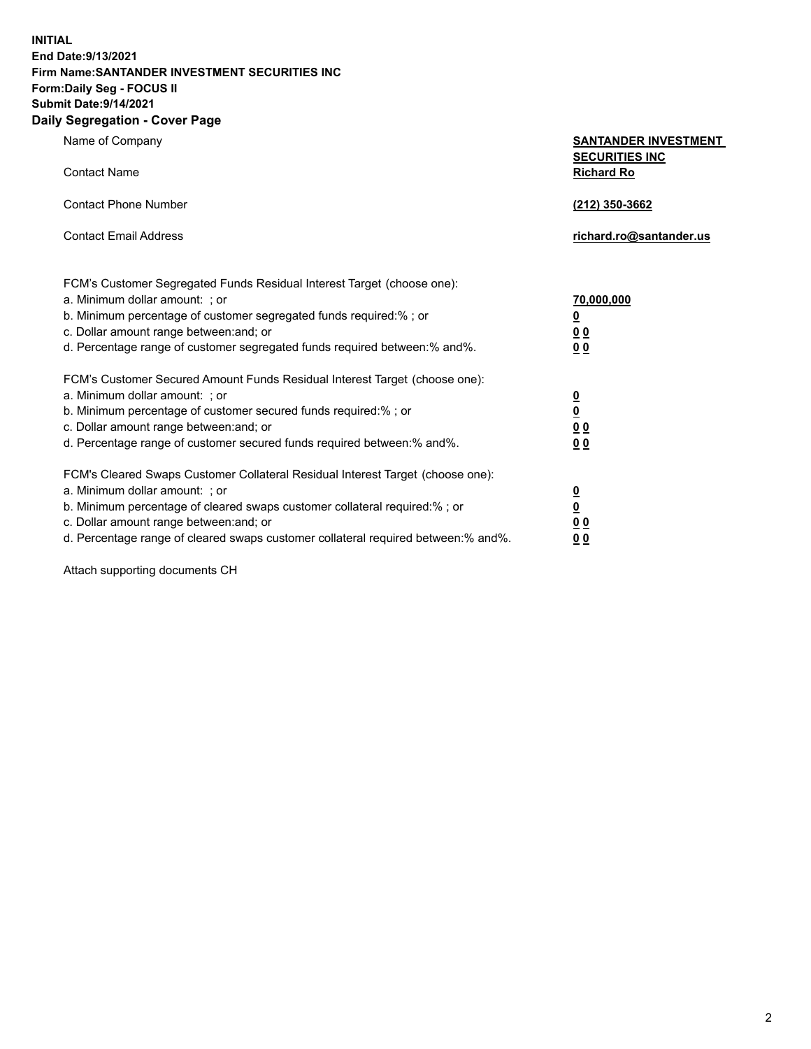**INITIAL**
**End Date:9/13/2021**
**Firm Name:SANTANDER INVESTMENT SECURITIES INC**
**Form:Daily Seg - FOCUS II**
**Submit Date:9/14/2021**

## Daily Segregation - Cover Page

| | |
|---|---|
| Name of Company | **SANTANDER INVESTMENT SECURITIES INC** |
| Contact Name | **Richard Ro** |
| Contact Phone Number | **(212) 350-3662** |
| Contact Email Address | **richard.ro@santander.us** |

| | |
|---|---|
| FCM's Customer Segregated Funds Residual Interest Target (choose one): | |
| a. Minimum dollar amount: ; or | **70,000,000** |
| b. Minimum percentage of customer segregated funds required:% ; or | **0** |
| c. Dollar amount range between:and; or | **0 0** |
| d. Percentage range of customer segregated funds required between:% and%. | **0 0** |

| | |
|---|---|
| FCM's Customer Secured Amount Funds Residual Interest Target (choose one): | |
| a. Minimum dollar amount: ; or | **0** |
| b. Minimum percentage of customer secured funds required:% ; or | **0** |
| c. Dollar amount range between:and; or | **0 0** |
| d. Percentage range of customer secured funds required between:% and%. | **0 0** |

| | |
|---|---|
| FCM's Cleared Swaps Customer Collateral Residual Interest Target (choose one): | |
| a. Minimum dollar amount: ; or | **0** |
| b. Minimum percentage of cleared swaps customer collateral required:% ; or | **0** |
| c. Dollar amount range between:and; or | **0 0** |
| d. Percentage range of cleared swaps customer collateral required between:% and%. | **0 0** |

Attach supporting documents CH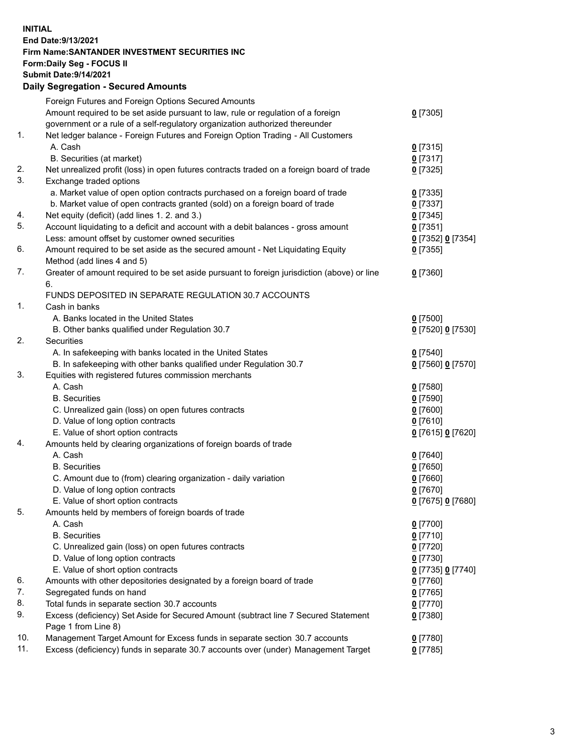**INITIAL**
**End Date:9/13/2021**
**Firm Name:SANTANDER INVESTMENT SECURITIES INC**
**Form:Daily Seg - FOCUS II**
**Submit Date:9/14/2021**

### Daily Segregation - Secured Amounts

| | | |
|---|---|---|
| | Foreign Futures and Foreign Options Secured Amounts | |
| | Amount required to be set aside pursuant to law, rule or regulation of a foreign government or a rule of a self-regulatory organization authorized thereunder | 0 [7305] |
| 1. | Net ledger balance - Foreign Futures and Foreign Option Trading - All Customers | |
| | A. Cash | 0 [7315] |
| | B. Securities (at market) | 0 [7317] |
| 2. | Net unrealized profit (loss) in open futures contracts traded on a foreign board of trade | 0 [7325] |
| 3. | Exchange traded options | |
| | a. Market value of open option contracts purchased on a foreign board of trade | 0 [7335] |
| | b. Market value of open contracts granted (sold) on a foreign board of trade | 0 [7337] |
| 4. | Net equity (deficit) (add lines 1. 2. and 3.) | 0 [7345] |
| 5. | Account liquidating to a deficit and account with a debit balances - gross amount | 0 [7351] |
| | Less: amount offset by customer owned securities | 0 [7352] 0 [7354] |
| 6. | Amount required to be set aside as the secured amount - Net Liquidating Equity Method (add lines 4 and 5) | 0 [7355] |
| 7. | Greater of amount required to be set aside pursuant to foreign jurisdiction (above) or line 6. | 0 [7360] |
| | FUNDS DEPOSITED IN SEPARATE REGULATION 30.7 ACCOUNTS | |
| 1. | Cash in banks | |
| | A. Banks located in the United States | 0 [7500] |
| | B. Other banks qualified under Regulation 30.7 | 0 [7520] 0 [7530] |
| 2. | Securities | |
| | A. In safekeeping with banks located in the United States | 0 [7540] |
| | B. In safekeeping with other banks qualified under Regulation 30.7 | 0 [7560] 0 [7570] |
| 3. | Equities with registered futures commission merchants | |
| | A. Cash | 0 [7580] |
| | B. Securities | 0 [7590] |
| | C. Unrealized gain (loss) on open futures contracts | 0 [7600] |
| | D. Value of long option contracts | 0 [7610] |
| | E. Value of short option contracts | 0 [7615] 0 [7620] |
| 4. | Amounts held by clearing organizations of foreign boards of trade | |
| | A. Cash | 0 [7640] |
| | B. Securities | 0 [7650] |
| | C. Amount due to (from) clearing organization - daily variation | 0 [7660] |
| | D. Value of long option contracts | 0 [7670] |
| | E. Value of short option contracts | 0 [7675] 0 [7680] |
| 5. | Amounts held by members of foreign boards of trade | |
| | A. Cash | 0 [7700] |
| | B. Securities | 0 [7710] |
| | C. Unrealized gain (loss) on open futures contracts | 0 [7720] |
| | D. Value of long option contracts | 0 [7730] |
| | E. Value of short option contracts | 0 [7735] 0 [7740] |
| 6. | Amounts with other depositories designated by a foreign board of trade | 0 [7760] |
| 7. | Segregated funds on hand | 0 [7765] |
| 8. | Total funds in separate section 30.7 accounts | 0 [7770] |
| 9. | Excess (deficiency) Set Aside for Secured Amount (subtract line 7 Secured Statement Page 1 from Line 8) | 0 [7380] |
| 10. | Management Target Amount for Excess funds in separate section 30.7 accounts | 0 [7780] |
| 11. | Excess (deficiency) funds in separate 30.7 accounts over (under) Management Target | 0 [7785] |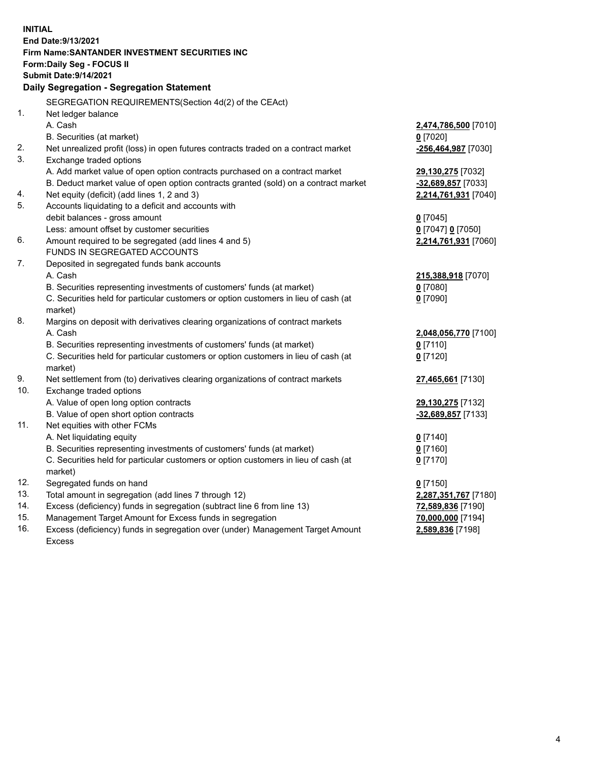**INITIAL**
**End Date:9/13/2021**
**Firm Name:SANTANDER INVESTMENT SECURITIES INC**
**Form:Daily Seg - FOCUS II**
**Submit Date:9/14/2021**

## Daily Segregation - Segregation Statement

SEGREGATION REQUIREMENTS(Section 4d(2) of the CEAct)

| | | |
|---|---|---|
| 1. | Net ledger balance | |
| | A. Cash | **2,474,786,500** [7010] |
| | B. Securities (at market) | **0** [7020] |
| 2. | Net unrealized profit (loss) in open futures contracts traded on a contract market | **-256,464,987** [7030] |
| 3. | Exchange traded options | |
| | A. Add market value of open option contracts purchased on a contract market | **29,130,275** [7032] |
| | B. Deduct market value of open option contracts granted (sold) on a contract market | **-32,689,857** [7033] |
| 4. | Net equity (deficit) (add lines 1, 2 and 3) | **2,214,761,931** [7040] |
| 5. | Accounts liquidating to a deficit and accounts with debit balances - gross amount | **0** [7045] |
| | Less: amount offset by customer securities | **0** [7047] **0** [7050] |
| 6. | Amount required to be segregated (add lines 4 and 5) | **2,214,761,931** [7060] |
| | FUNDS IN SEGREGATED ACCOUNTS | |
| 7. | Deposited in segregated funds bank accounts | |
| | A. Cash | **215,388,918** [7070] |
| | B. Securities representing investments of customers' funds (at market) | **0** [7080] |
| | C. Securities held for particular customers or option customers in lieu of cash (at market) | **0** [7090] |
| 8. | Margins on deposit with derivatives clearing organizations of contract markets | |
| | A. Cash | **2,048,056,770** [7100] |
| | B. Securities representing investments of customers' funds (at market) | **0** [7110] |
| | C. Securities held for particular customers or option customers in lieu of cash (at market) | **0** [7120] |
| 9. | Net settlement from (to) derivatives clearing organizations of contract markets | **27,465,661** [7130] |
| 10. | Exchange traded options | |
| | A. Value of open long option contracts | **29,130,275** [7132] |
| | B. Value of open short option contracts | **-32,689,857** [7133] |
| 11. | Net equities with other FCMs | |
| | A. Net liquidating equity | **0** [7140] |
| | B. Securities representing investments of customers' funds (at market) | **0** [7160] |
| | C. Securities held for particular customers or option customers in lieu of cash (at market) | **0** [7170] |
| 12. | Segregated funds on hand | **0** [7150] |
| 13. | Total amount in segregation (add lines 7 through 12) | **2,287,351,767** [7180] |
| 14. | Excess (deficiency) funds in segregation (subtract line 6 from line 13) | **72,589,836** [7190] |
| 15. | Management Target Amount for Excess funds in segregation | **70,000,000** [7194] |
| 16. | Excess (deficiency) funds in segregation over (under) Management Target Amount Excess | **2,589,836** [7198] |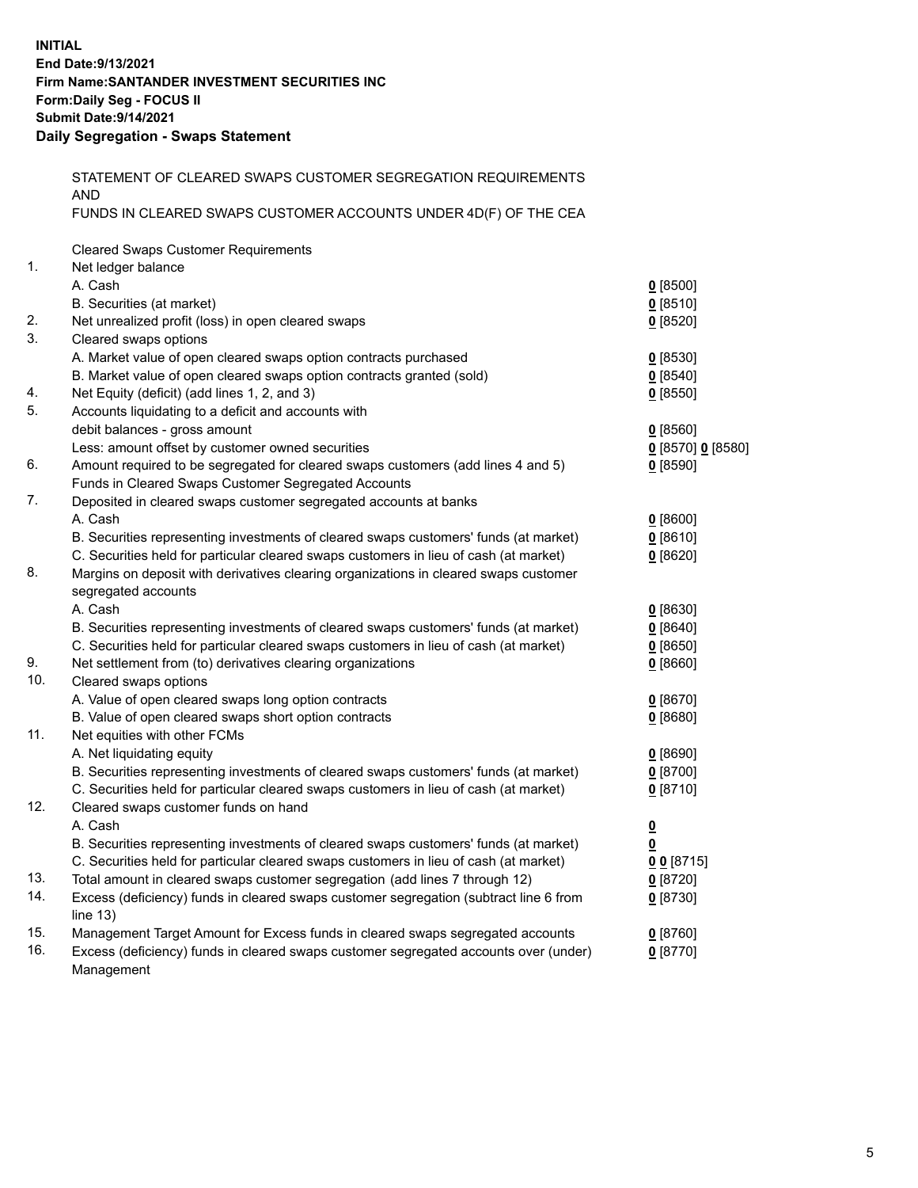**INITIAL**
**End Date:9/13/2021**
**Firm Name:SANTANDER INVESTMENT SECURITIES INC**
**Form:Daily Seg - FOCUS II**
**Submit Date:9/14/2021**
**Daily Segregation - Swaps Statement**

STATEMENT OF CLEARED SWAPS CUSTOMER SEGREGATION REQUIREMENTS AND FUNDS IN CLEARED SWAPS CUSTOMER ACCOUNTS UNDER 4D(F) OF THE CEA

| | | |
|---|---|---|
| | Cleared Swaps Customer Requirements | |
| 1. | Net ledger balance | |
| | A. Cash | 0 [8500] |
| | B. Securities (at market) | 0 [8510] |
| 2. | Net unrealized profit (loss) in open cleared swaps | 0 [8520] |
| 3. | Cleared swaps options | |
| | A. Market value of open cleared swaps option contracts purchased | 0 [8530] |
| | B. Market value of open cleared swaps option contracts granted (sold) | 0 [8540] |
| 4. | Net Equity (deficit) (add lines 1, 2, and 3) | 0 [8550] |
| 5. | Accounts liquidating to a deficit and accounts with | |
| | debit balances - gross amount | 0 [8560] |
| | Less: amount offset by customer owned securities | 0 [8570] 0 [8580] |
| 6. | Amount required to be segregated for cleared swaps customers (add lines 4 and 5) | 0 [8590] |
| | Funds in Cleared Swaps Customer Segregated Accounts | |
| 7. | Deposited in cleared swaps customer segregated accounts at banks | |
| | A. Cash | 0 [8600] |
| | B. Securities representing investments of cleared swaps customers' funds (at market) | 0 [8610] |
| | C. Securities held for particular cleared swaps customers in lieu of cash (at market) | 0 [8620] |
| 8. | Margins on deposit with derivatives clearing organizations in cleared swaps customer segregated accounts | |
| | A. Cash | 0 [8630] |
| | B. Securities representing investments of cleared swaps customers' funds (at market) | 0 [8640] |
| | C. Securities held for particular cleared swaps customers in lieu of cash (at market) | 0 [8650] |
| 9. | Net settlement from (to) derivatives clearing organizations | 0 [8660] |
| 10. | Cleared swaps options | |
| | A. Value of open cleared swaps long option contracts | 0 [8670] |
| | B. Value of open cleared swaps short option contracts | 0 [8680] |
| 11. | Net equities with other FCMs | |
| | A. Net liquidating equity | 0 [8690] |
| | B. Securities representing investments of cleared swaps customers' funds (at market) | 0 [8700] |
| | C. Securities held for particular cleared swaps customers in lieu of cash (at market) | 0 [8710] |
| 12. | Cleared swaps customer funds on hand | |
| | A. Cash | 0 |
| | B. Securities representing investments of cleared swaps customers' funds (at market) | 0 |
| | C. Securities held for particular cleared swaps customers in lieu of cash (at market) | 0 0 [8715] |
| 13. | Total amount in cleared swaps customer segregation (add lines 7 through 12) | 0 [8720] |
| 14. | Excess (deficiency) funds in cleared swaps customer segregation (subtract line 6 from line 13) | 0 [8730] |
| 15. | Management Target Amount for Excess funds in cleared swaps segregated accounts | 0 [8760] |
| 16. | Excess (deficiency) funds in cleared swaps customer segregated accounts over (under) Management | 0 [8770] |